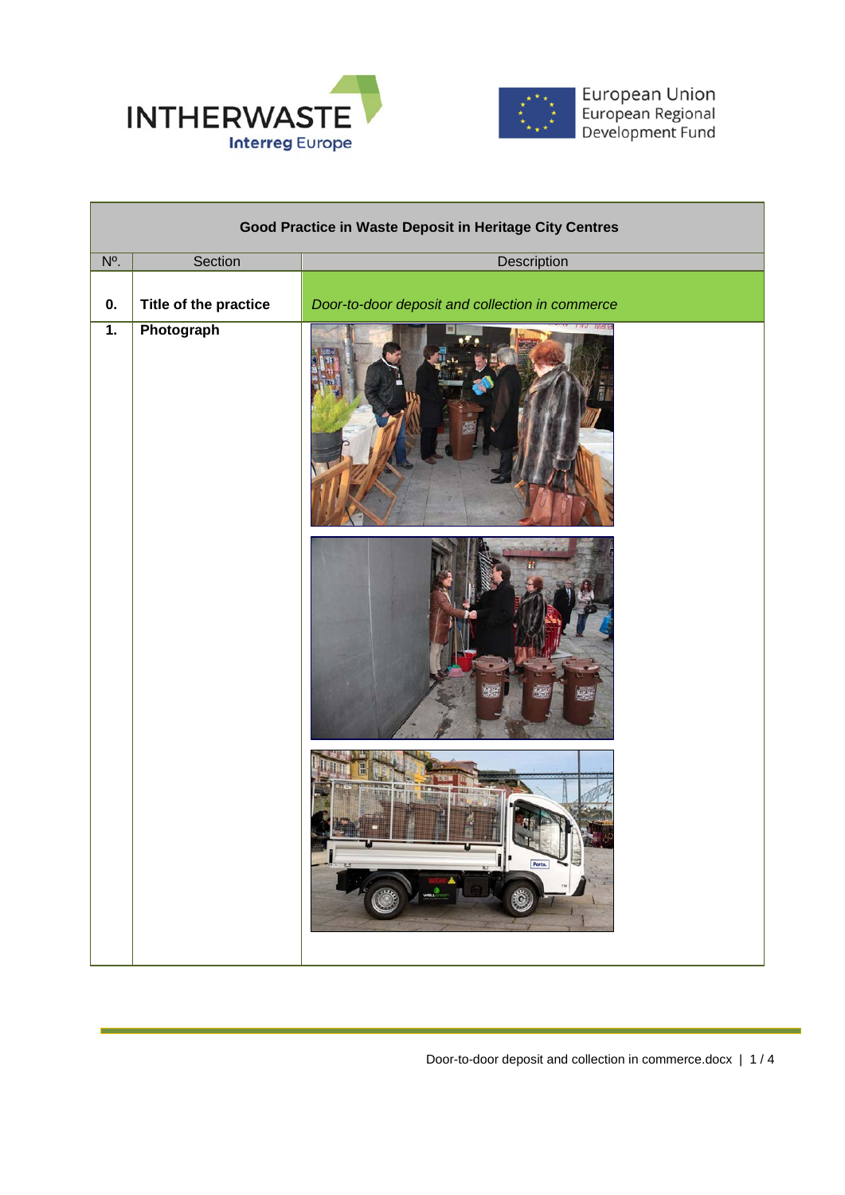| Good Practice in Waste Deposit in Heritage City Centres | | |
|---|---|---|
| Nº. | Section | Description |
| **0.** | **Title of the practice** | *Door-to-door deposit and collection in commerce* |
| **1.** | **Photograph** | |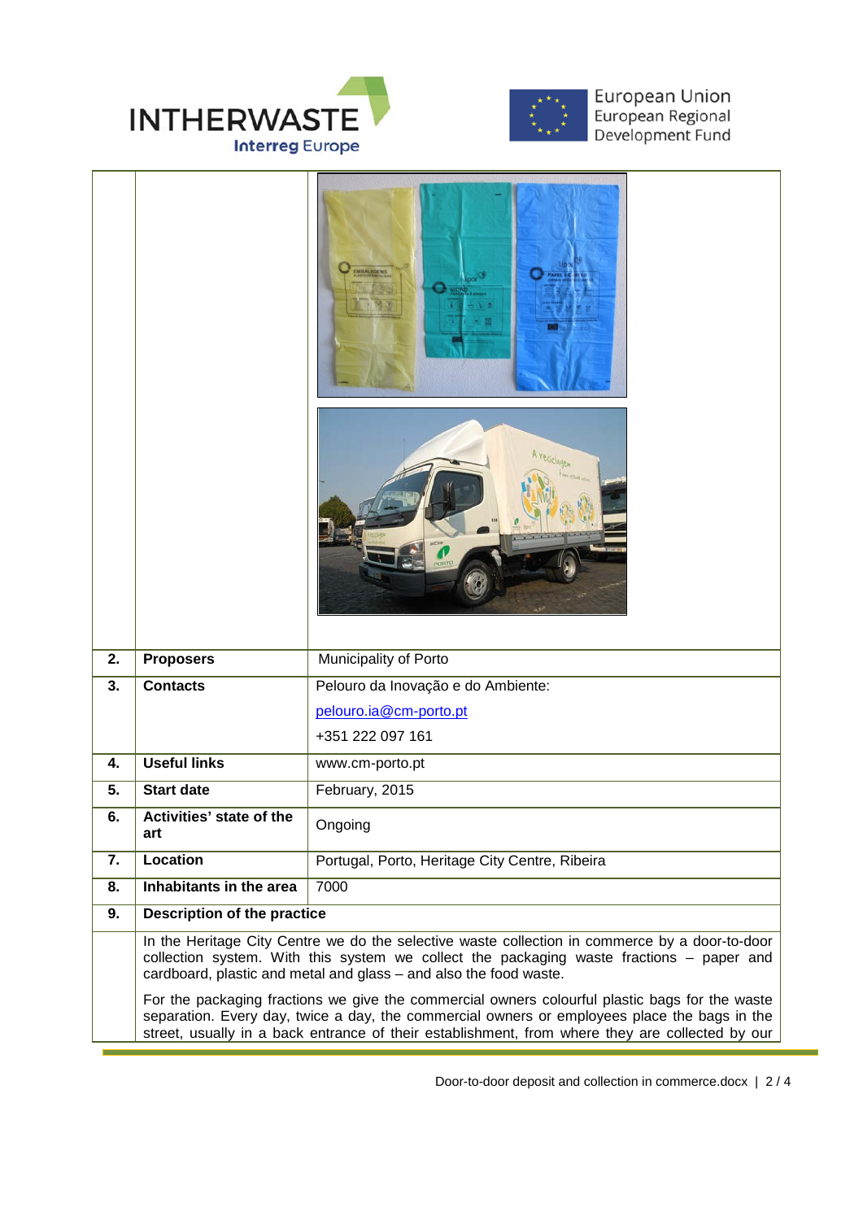| | | |
|---|---|---|
| **2.** | **Proposers** | Municipality of Porto |
| **3.** | **Contacts** | Pelouro da Inovação e do Ambiente: pelouro.ia@cm-porto.pt +351 222 097 161 |
| **4.** | **Useful links** | www.cm-porto.pt |
| **5.** | **Start date** | February, 2015 |
| **6.** | **Activities' state of the art** | Ongoing |
| **7.** | **Location** | Portugal, Porto, Heritage City Centre, Ribeira |
| **8.** | **Inhabitants in the area** | 7000 |
| **9.** | **Description of the practice** | |

In the Heritage City Centre we do the selective waste collection in commerce by a door-to-door collection system. With this system we collect the packaging waste fractions – paper and cardboard, plastic and metal and glass – and also the food waste.

For the packaging fractions we give the commercial owners colourful plastic bags for the waste separation. Every day, twice a day, the commercial owners or employees place the bags in the street, usually in a back entrance of their establishment, from where they are collected by our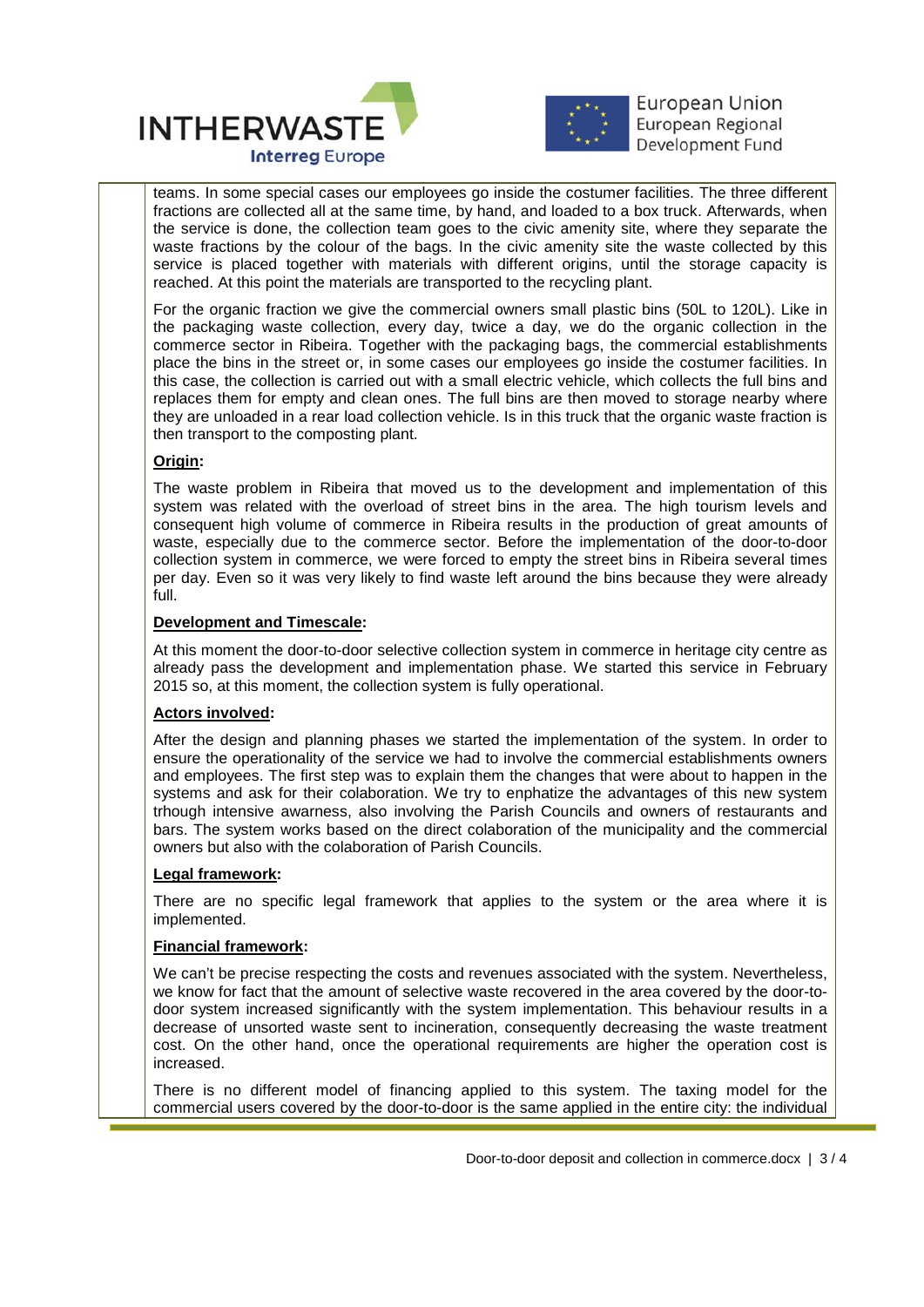teams. In some special cases our employees go inside the costumer facilities. The three different fractions are collected all at the same time, by hand, and loaded to a box truck. Afterwards, when the service is done, the collection team goes to the civic amenity site, where they separate the waste fractions by the colour of the bags. In the civic amenity site the waste collected by this service is placed together with materials with different origins, until the storage capacity is reached. At this point the materials are transported to the recycling plant.

For the organic fraction we give the commercial owners small plastic bins (50L to 120L). Like in the packaging waste collection, every day, twice a day, we do the organic collection in the commerce sector in Ribeira. Together with the packaging bags, the commercial establishments place the bins in the street or, in some cases our employees go inside the costumer facilities. In this case, the collection is carried out with a small electric vehicle, which collects the full bins and replaces them for empty and clean ones. The full bins are then moved to storage nearby where they are unloaded in a rear load collection vehicle. Is in this truck that the organic waste fraction is then transport to the composting plant.

**Origin:**

The waste problem in Ribeira that moved us to the development and implementation of this system was related with the overload of street bins in the area. The high tourism levels and consequent high volume of commerce in Ribeira results in the production of great amounts of waste, especially due to the commerce sector. Before the implementation of the door-to-door collection system in commerce, we were forced to empty the street bins in Ribeira several times per day. Even so it was very likely to find waste left around the bins because they were already full.

**Development and Timescale:**

At this moment the door-to-door selective collection system in commerce in heritage city centre as already pass the development and implementation phase. We started this service in February 2015 so, at this moment, the collection system is fully operational.

**Actors involved:**

After the design and planning phases we started the implementation of the system. In order to ensure the operationality of the service we had to involve the commercial establishments owners and employees. The first step was to explain them the changes that were about to happen in the systems and ask for their colaboration. We try to enphatize the advantages of this new system trhough intensive awarness, also involving the Parish Councils and owners of restaurants and bars. The system works based on the direct colaboration of the municipality and the commercial owners but also with the colaboration of Parish Councils.

**Legal framework:**

There are no specific legal framework that applies to the system or the area where it is implemented.

**Financial framework:**

We can't be precise respecting the costs and revenues associated with the system. Nevertheless, we know for fact that the amount of selective waste recovered in the area covered by the door-to-door system increased significantly with the system implementation. This behaviour results in a decrease of unsorted waste sent to incineration, consequently decreasing the waste treatment cost. On the other hand, once the operational requirements are higher the operation cost is increased.

There is no different model of financing applied to this system. The taxing model for the commercial users covered by the door-to-door is the same applied in the entire city: the individual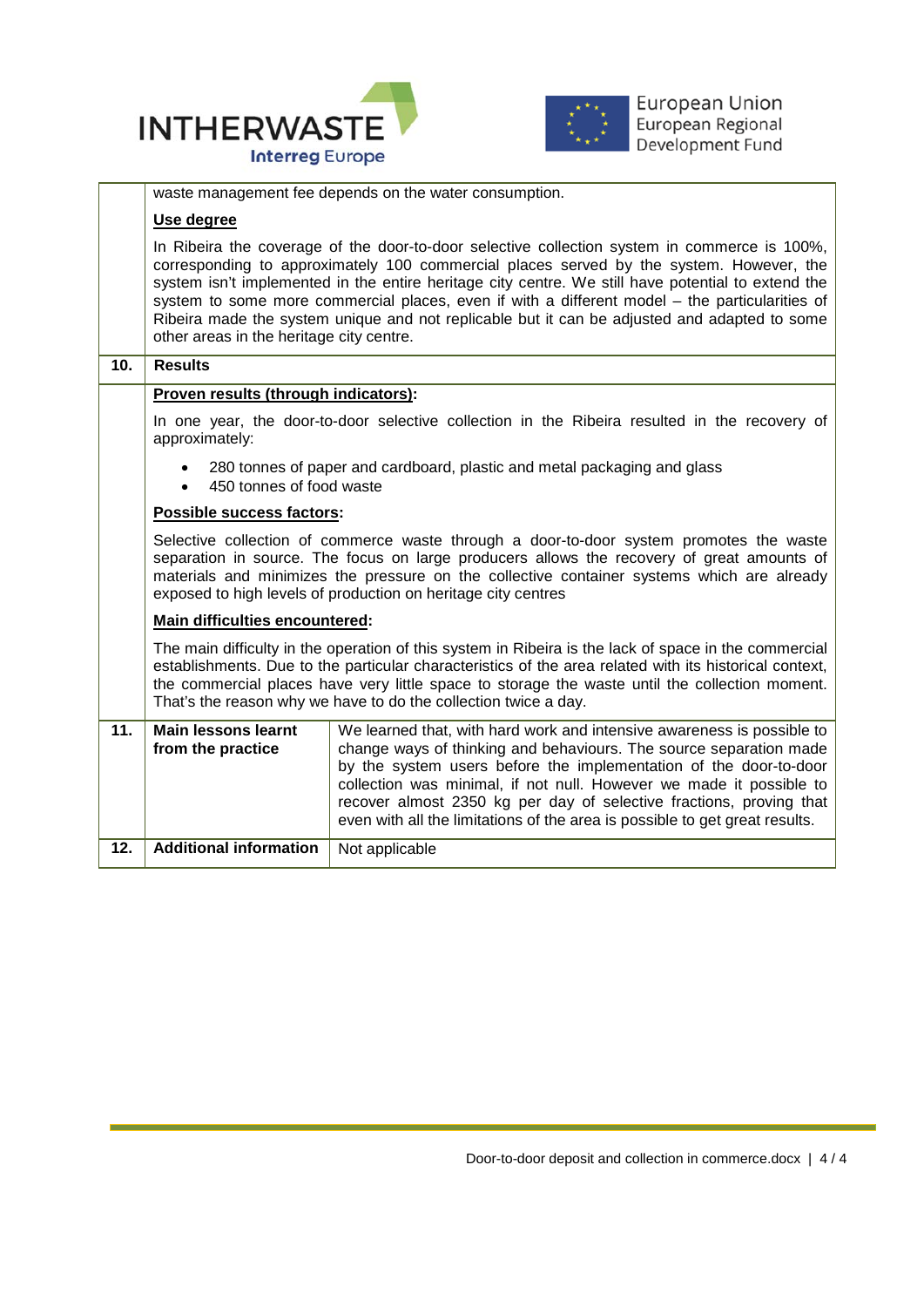waste management fee depends on the water consumption.

**Use degree**

In Ribeira the coverage of the door-to-door selective collection system in commerce is 100%, corresponding to approximately 100 commercial places served by the system. However, the system isn't implemented in the entire heritage city centre. We still have potential to extend the system to some more commercial places, even if with a different model – the particularities of Ribeira made the system unique and not replicable but it can be adjusted and adapted to some other areas in the heritage city centre.

**10. Results**

**Proven results (through indicators):**

In one year, the door-to-door selective collection in the Ribeira resulted in the recovery of approximately:

- 280 tonnes of paper and cardboard, plastic and metal packaging and glass
- 450 tonnes of food waste

**Possible success factors:**

Selective collection of commerce waste through a door-to-door system promotes the waste separation in source. The focus on large producers allows the recovery of great amounts of materials and minimizes the pressure on the collective container systems which are already exposed to high levels of production on heritage city centres

**Main difficulties encountered:**

The main difficulty in the operation of this system in Ribeira is the lack of space in the commercial establishments. Due to the particular characteristics of the area related with its historical context, the commercial places have very little space to storage the waste until the collection moment. That's the reason why we have to do the collection twice a day.

| | | |
|---|---|---|
| **11.** | **Main lessons learnt from the practice** | We learned that, with hard work and intensive awareness is possible to change ways of thinking and behaviours. The source separation made by the system users before the implementation of the door-to-door collection was minimal, if not null. However we made it possible to recover almost 2350 kg per day of selective fractions, proving that even with all the limitations of the area is possible to get great results. |
| **12.** | **Additional information** | Not applicable |